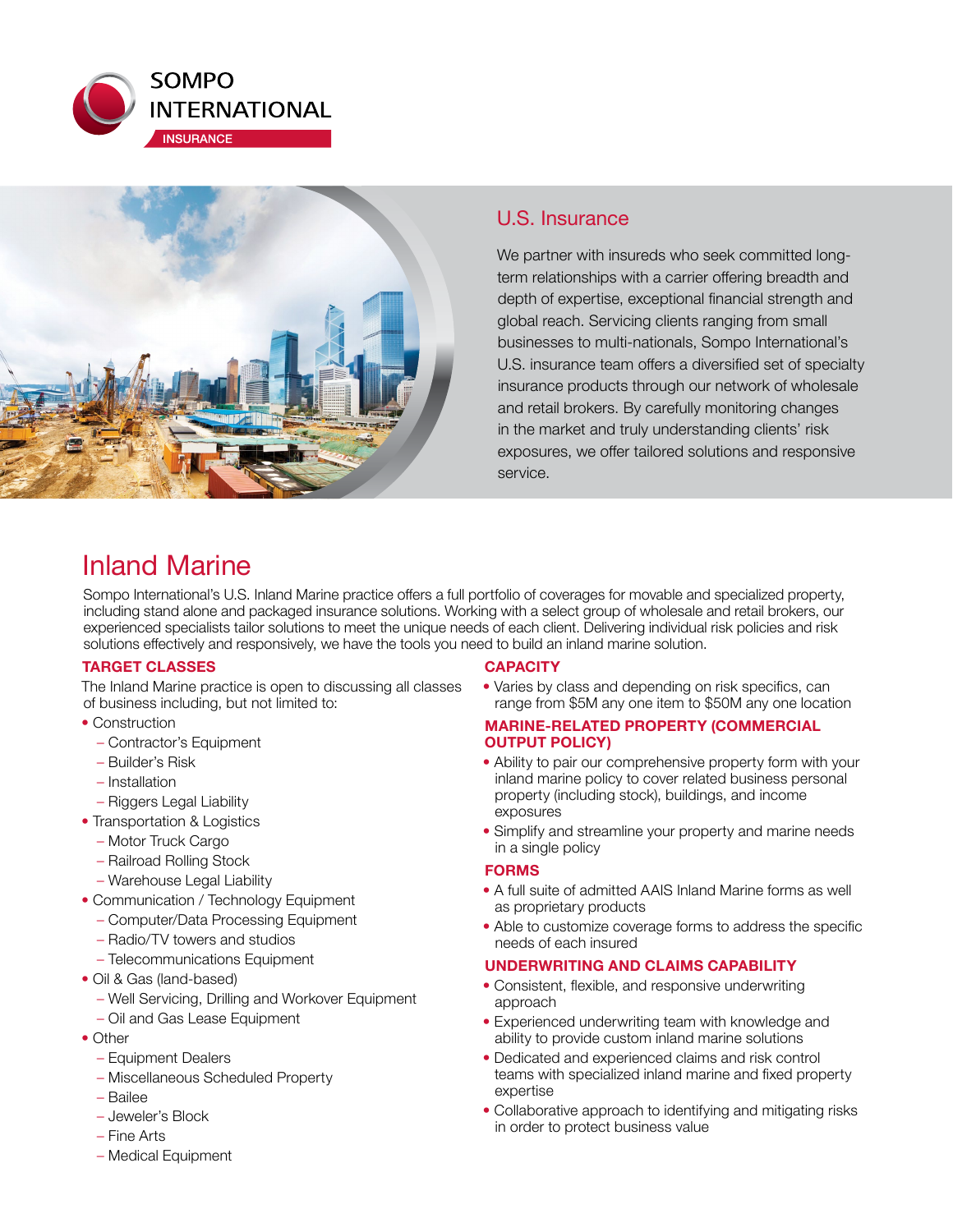SOMPO INTERNATIONAL

INSURANCE

## U.S. Insurance

We partner with insureds who seek committed long-term relationships with a carrier offering breadth and depth of expertise, exceptional financial strength and global reach. Servicing clients ranging from small businesses to multi-nationals, Sompo International's U.S. insurance team offers a diversified set of specialty insurance products through our network of wholesale and retail brokers. By carefully monitoring changes in the market and truly understanding clients' risk exposures, we offer tailored solutions and responsive service.

# Inland Marine

Sompo International's U.S. Inland Marine practice offers a full portfolio of coverages for movable and specialized property, including stand alone and packaged insurance solutions. Working with a select group of wholesale and retail brokers, our experienced specialists tailor solutions to meet the unique needs of each client. Delivering individual risk policies and risk solutions effectively and responsively, we have the tools you need to build an inland marine solution.

### TARGET CLASSES

The Inland Marine practice is open to discussing all classes of business including, but not limited to:

- Construction
  - Contractor's Equipment
  - Builder's Risk
  - Installation
  - Riggers Legal Liability
- Transportation & Logistics
  - Motor Truck Cargo
  - Railroad Rolling Stock
  - Warehouse Legal Liability
- Communication / Technology Equipment
  - Computer/Data Processing Equipment
  - Radio/TV towers and studios
  - Telecommunications Equipment
- Oil & Gas (land-based)
  - Well Servicing, Drilling and Workover Equipment
  - Oil and Gas Lease Equipment
- Other
  - Equipment Dealers
  - Miscellaneous Scheduled Property
  - Bailee
  - Jeweler's Block
  - Fine Arts
  - Medical Equipment

### CAPACITY

- Varies by class and depending on risk specifics, can range from $5M any one item to $50M any one location

### MARINE-RELATED PROPERTY (COMMERCIAL OUTPUT POLICY)

- Ability to pair our comprehensive property form with your inland marine policy to cover related business personal property (including stock), buildings, and income exposures
- Simplify and streamline your property and marine needs in a single policy

### FORMS

- A full suite of admitted AAIS Inland Marine forms as well as proprietary products
- Able to customize coverage forms to address the specific needs of each insured

### UNDERWRITING AND CLAIMS CAPABILITY

- Consistent, flexible, and responsive underwriting approach
- Experienced underwriting team with knowledge and ability to provide custom inland marine solutions
- Dedicated and experienced claims and risk control teams with specialized inland marine and fixed property expertise
- Collaborative approach to identifying and mitigating risks in order to protect business value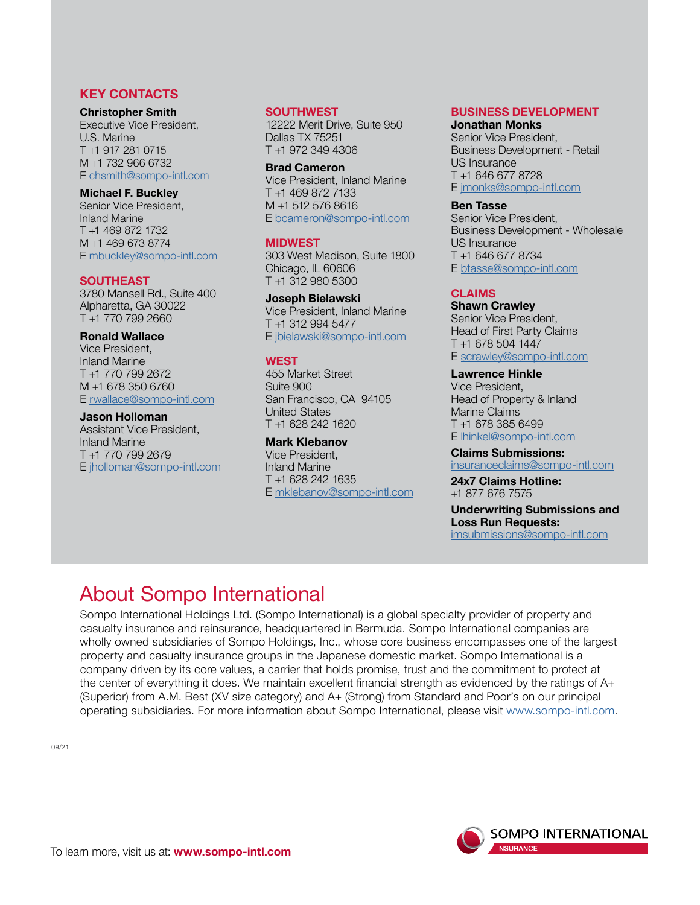## KEY CONTACTS

**Christopher Smith**
Executive Vice President,
U.S. Marine
T +1 917 281 0715
M +1 732 966 6732
E chsmith@sompo-intl.com

**Michael F. Buckley**
Senior Vice President,
Inland Marine
T +1 469 872 1732
M +1 469 673 8774
E mbuckley@sompo-intl.com

### SOUTHEAST

3780 Mansell Rd., Suite 400
Alpharetta, GA 30022
T +1 770 799 2660

**Ronald Wallace**
Vice President,
Inland Marine
T +1 770 799 2672
M +1 678 350 6760
E rwallace@sompo-intl.com

**Jason Holloman**
Assistant Vice President,
Inland Marine
T +1 770 799 2679
E jholloman@sompo-intl.com

### SOUTHWEST

12222 Merit Drive, Suite 950
Dallas TX 75251
T +1 972 349 4306

**Brad Cameron**
Vice President, Inland Marine
T +1 469 872 7133
M +1 512 576 8616
E bcameron@sompo-intl.com

### MIDWEST

303 West Madison, Suite 1800
Chicago, IL 60606
T +1 312 980 5300

**Joseph Bielawski**
Vice President, Inland Marine
T +1 312 994 5477
E jbielawski@sompo-intl.com

### WEST

455 Market Street
Suite 900
San Francisco, CA 94105
United States
T +1 628 242 1620

**Mark Klebanov**
Vice President,
Inland Marine
T +1 628 242 1635
E mklebanov@sompo-intl.com

### BUSINESS DEVELOPMENT

**Jonathan Monks**
Senior Vice President,
Business Development - Retail
US Insurance
T +1 646 677 8728
E jmonks@sompo-intl.com

**Ben Tasse**
Senior Vice President,
Business Development - Wholesale
US Insurance
T +1 646 677 8734
E btasse@sompo-intl.com

### CLAIMS

**Shawn Crawley**
Senior Vice President,
Head of First Party Claims
T +1 678 504 1447
E scrawley@sompo-intl.com

**Lawrence Hinkle**
Vice President,
Head of Property & Inland
Marine Claims
T +1 678 385 6499
E lhinkel@sompo-intl.com

**Claims Submissions:**
insuranceclaims@sompo-intl.com

**24x7 Claims Hotline:**
+1 877 676 7575

**Underwriting Submissions and Loss Run Requests:**
imsubmissions@sompo-intl.com

## About Sompo International

Sompo International Holdings Ltd. (Sompo International) is a global specialty provider of property and casualty insurance and reinsurance, headquartered in Bermuda. Sompo International companies are wholly owned subsidiaries of Sompo Holdings, Inc., whose core business encompasses one of the largest property and casualty insurance groups in the Japanese domestic market. Sompo International is a company driven by its core values, a carrier that holds promise, trust and the commitment to protect at the center of everything it does. We maintain excellent financial strength as evidenced by the ratings of A+ (Superior) from A.M. Best (XV size category) and A+ (Strong) from Standard and Poor's on our principal operating subsidiaries. For more information about Sompo International, please visit www.sompo-intl.com.

09/21

To learn more, visit us at: **www.sompo-intl.com**

SOMPO INTERNATIONAL
INSURANCE